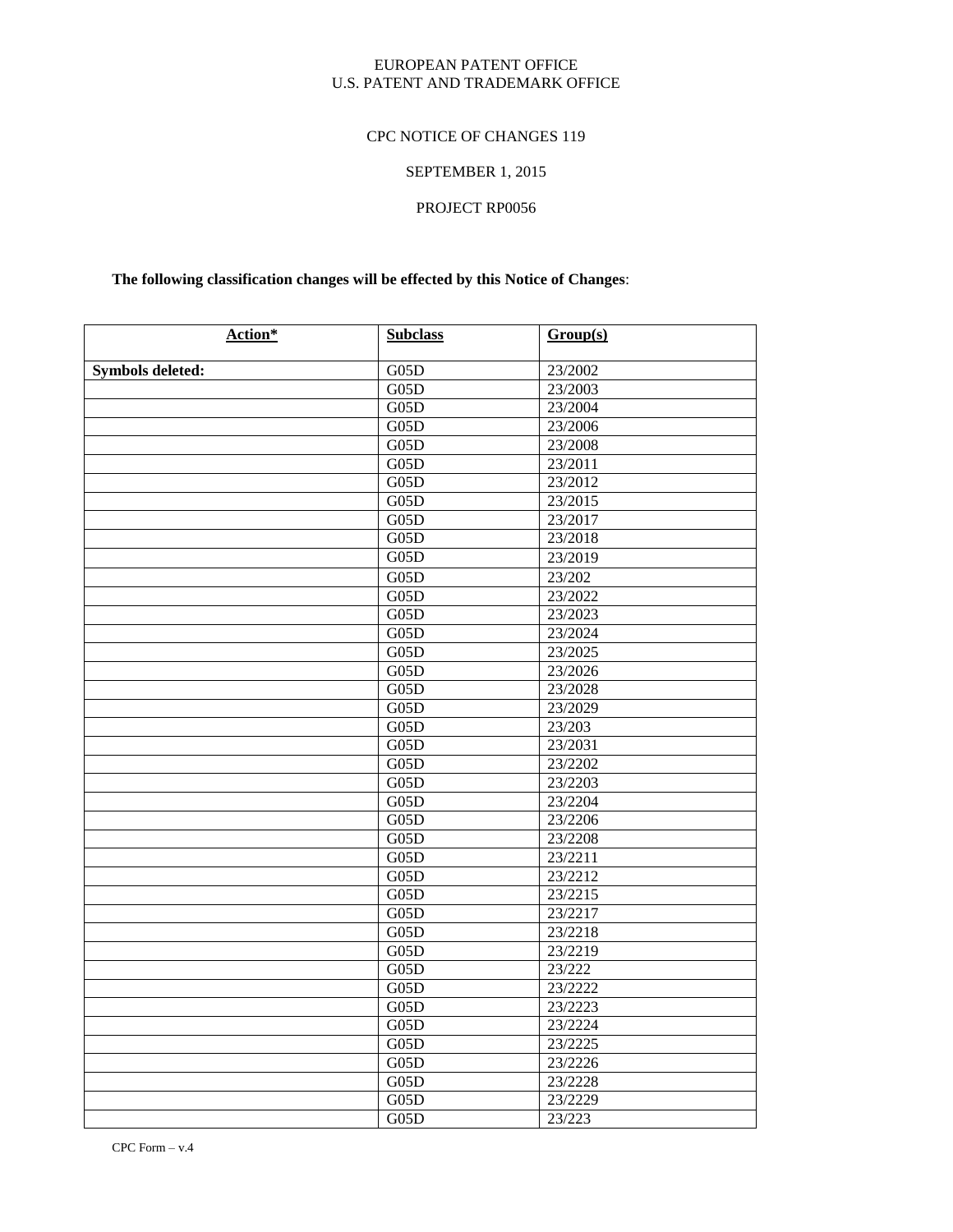EUROPEAN PATENT OFFICE
U.S. PATENT AND TRADEMARK OFFICE

CPC NOTICE OF CHANGES 119

SEPTEMBER 1, 2015

PROJECT RP0056

**The following classification changes will be effected by this Notice of Changes**:

| Action* | Subclass | Group(s) |
|---|---|---|
| **Symbols deleted:** | G05D | 23/2002 |
| | G05D | 23/2003 |
| | G05D | 23/2004 |
| | G05D | 23/2006 |
| | G05D | 23/2008 |
| | G05D | 23/2011 |
| | G05D | 23/2012 |
| | G05D | 23/2015 |
| | G05D | 23/2017 |
| | G05D | 23/2018 |
| | G05D | 23/2019 |
| | G05D | 23/202 |
| | G05D | 23/2022 |
| | G05D | 23/2023 |
| | G05D | 23/2024 |
| | G05D | 23/2025 |
| | G05D | 23/2026 |
| | G05D | 23/2028 |
| | G05D | 23/2029 |
| | G05D | 23/203 |
| | G05D | 23/2031 |
| | G05D | 23/2202 |
| | G05D | 23/2203 |
| | G05D | 23/2204 |
| | G05D | 23/2206 |
| | G05D | 23/2208 |
| | G05D | 23/2211 |
| | G05D | 23/2212 |
| | G05D | 23/2215 |
| | G05D | 23/2217 |
| | G05D | 23/2218 |
| | G05D | 23/2219 |
| | G05D | 23/222 |
| | G05D | 23/2222 |
| | G05D | 23/2223 |
| | G05D | 23/2224 |
| | G05D | 23/2225 |
| | G05D | 23/2226 |
| | G05D | 23/2228 |
| | G05D | 23/2229 |
| | G05D | 23/223 |

CPC Form – v.4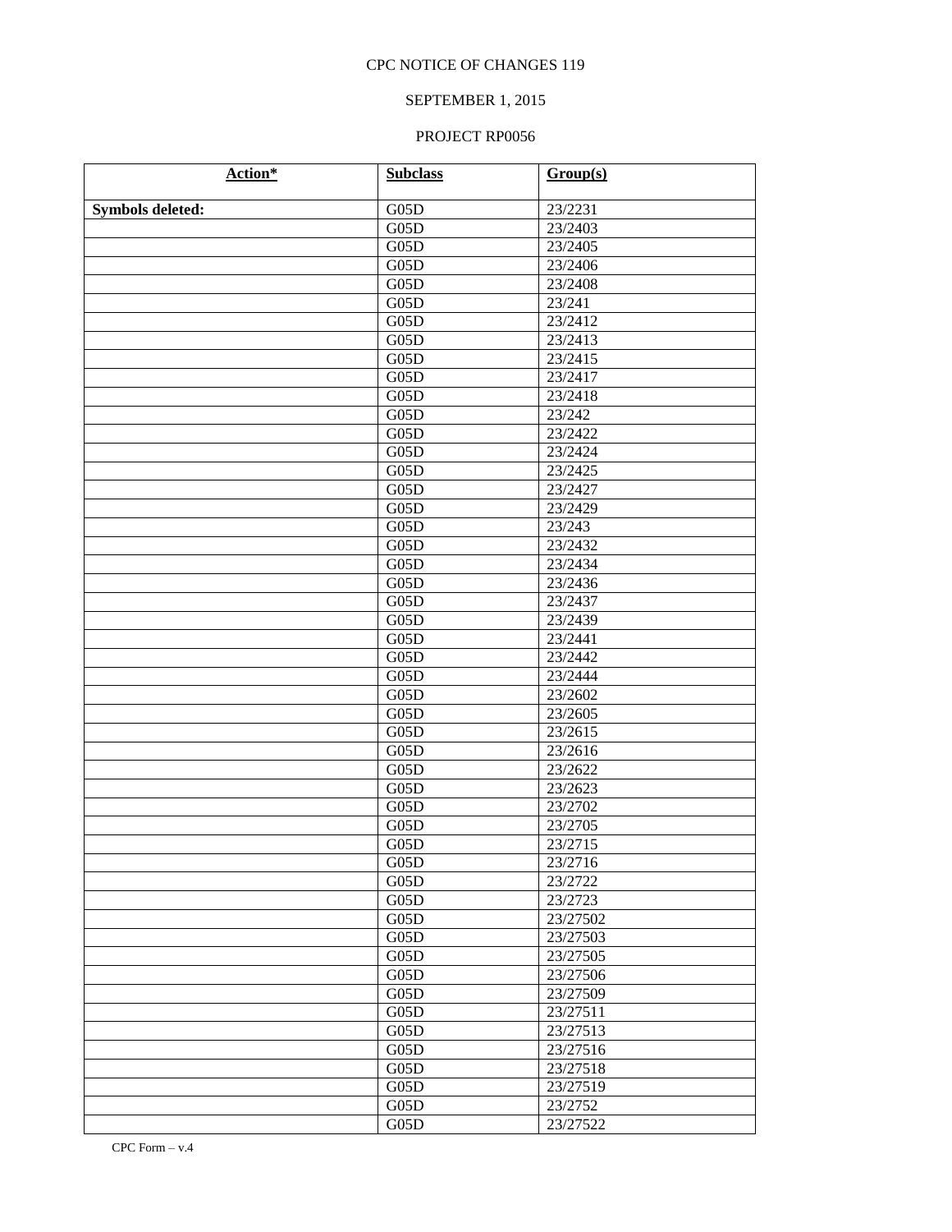CPC NOTICE OF CHANGES 119

SEPTEMBER 1, 2015

PROJECT RP0056

| Action* | Subclass | Group(s) |
|---|---|---|
| **Symbols deleted:** | G05D | 23/2231 |
| | G05D | 23/2403 |
| | G05D | 23/2405 |
| | G05D | 23/2406 |
| | G05D | 23/2408 |
| | G05D | 23/241 |
| | G05D | 23/2412 |
| | G05D | 23/2413 |
| | G05D | 23/2415 |
| | G05D | 23/2417 |
| | G05D | 23/2418 |
| | G05D | 23/242 |
| | G05D | 23/2422 |
| | G05D | 23/2424 |
| | G05D | 23/2425 |
| | G05D | 23/2427 |
| | G05D | 23/2429 |
| | G05D | 23/243 |
| | G05D | 23/2432 |
| | G05D | 23/2434 |
| | G05D | 23/2436 |
| | G05D | 23/2437 |
| | G05D | 23/2439 |
| | G05D | 23/2441 |
| | G05D | 23/2442 |
| | G05D | 23/2444 |
| | G05D | 23/2602 |
| | G05D | 23/2605 |
| | G05D | 23/2615 |
| | G05D | 23/2616 |
| | G05D | 23/2622 |
| | G05D | 23/2623 |
| | G05D | 23/2702 |
| | G05D | 23/2705 |
| | G05D | 23/2715 |
| | G05D | 23/2716 |
| | G05D | 23/2722 |
| | G05D | 23/2723 |
| | G05D | 23/27502 |
| | G05D | 23/27503 |
| | G05D | 23/27505 |
| | G05D | 23/27506 |
| | G05D | 23/27509 |
| | G05D | 23/27511 |
| | G05D | 23/27513 |
| | G05D | 23/27516 |
| | G05D | 23/27518 |
| | G05D | 23/27519 |
| | G05D | 23/2752 |
| | G05D | 23/27522 |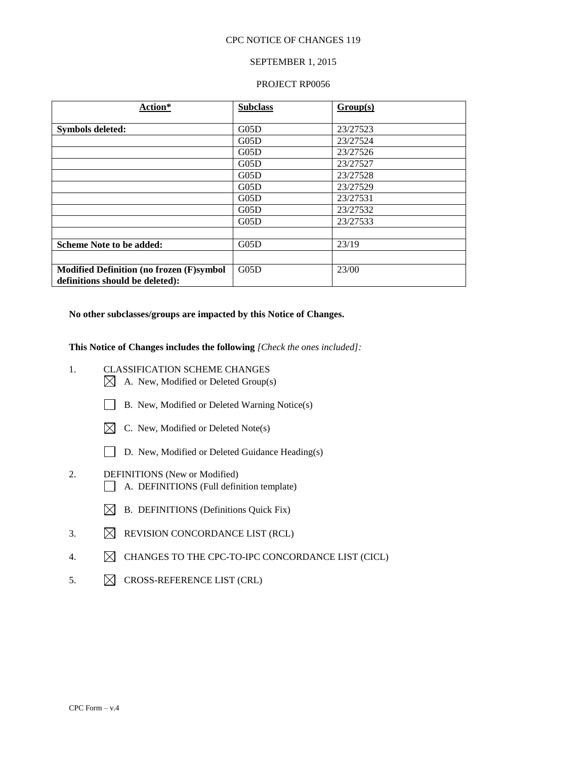CPC NOTICE OF CHANGES 119

SEPTEMBER 1, 2015

PROJECT RP0056

| Action* | Subclass | Group(s) |
|---|---|---|
| **Symbols deleted:** | G05D | 23/27523 |
| | G05D | 23/27524 |
| | G05D | 23/27526 |
| | G05D | 23/27527 |
| | G05D | 23/27528 |
| | G05D | 23/27529 |
| | G05D | 23/27531 |
| | G05D | 23/27532 |
| | G05D | 23/27533 |
| | | |
| **Scheme Note to be added:** | G05D | 23/19 |
| | | |
| **Modified Definition (no frozen (F)symbol definitions should be deleted):** | G05D | 23/00 |

**No other subclasses/groups are impacted by this Notice of Changes.**

**This Notice of Changes includes the following** *[Check the ones included]:*

1. CLASSIFICATION SCHEME CHANGES
   - ☒ A. New, Modified or Deleted Group(s)
   - ☐ B. New, Modified or Deleted Warning Notice(s)
   - ☒ C. New, Modified or Deleted Note(s)
   - ☐ D. New, Modified or Deleted Guidance Heading(s)
2. DEFINITIONS (New or Modified)
   - ☐ A. DEFINITIONS (Full definition template)
   - ☒ B. DEFINITIONS (Definitions Quick Fix)
3. ☒ REVISION CONCORDANCE LIST (RCL)
4. ☒ CHANGES TO THE CPC-TO-IPC CONCORDANCE LIST (CICL)
5. ☒ CROSS-REFERENCE LIST (CRL)

CPC Form – v.4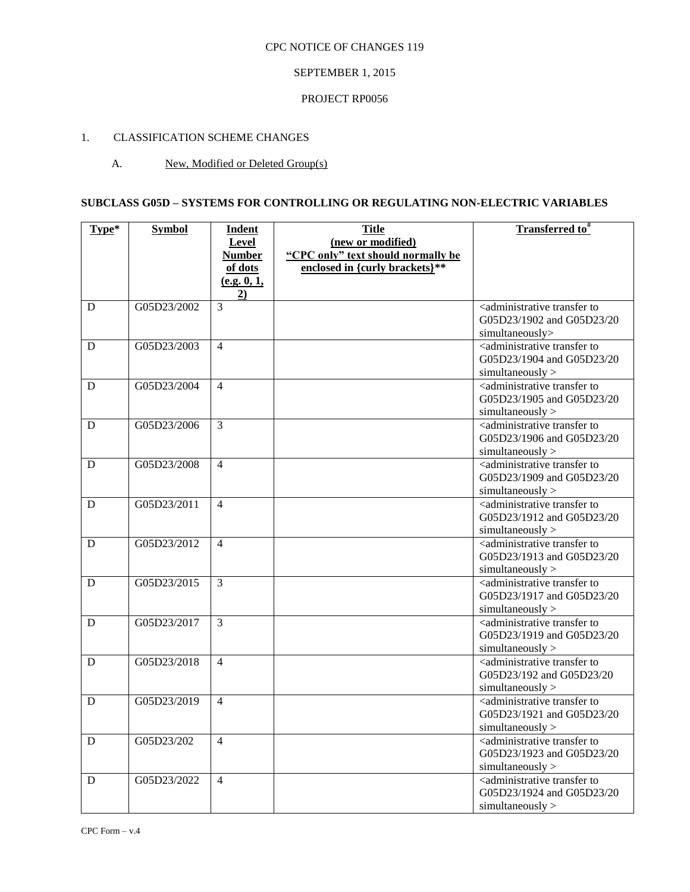CPC NOTICE OF CHANGES 119

SEPTEMBER 1, 2015

PROJECT RP0056

1. CLASSIFICATION SCHEME CHANGES

A. New, Modified or Deleted Group(s)

**SUBCLASS G05D – SYSTEMS FOR CONTROLLING OR REGULATING NON-ELECTRIC VARIABLES**

| Type* | Symbol | Indent Level Number of dots (e.g. 0, 1, 2) | Title (new or modified) "CPC only" text should normally be enclosed in {curly brackets}** | Transferred to# |
|---|---|---|---|---|
| D | G05D23/2002 | 3 | | <administrative transfer to G05D23/1902 and G05D23/20 simultaneously> |
| D | G05D23/2003 | 4 | | <administrative transfer to G05D23/1904 and G05D23/20 simultaneously > |
| D | G05D23/2004 | 4 | | <administrative transfer to G05D23/1905 and G05D23/20 simultaneously > |
| D | G05D23/2006 | 3 | | <administrative transfer to G05D23/1906 and G05D23/20 simultaneously > |
| D | G05D23/2008 | 4 | | <administrative transfer to G05D23/1909 and G05D23/20 simultaneously > |
| D | G05D23/2011 | 4 | | <administrative transfer to G05D23/1912 and G05D23/20 simultaneously > |
| D | G05D23/2012 | 4 | | <administrative transfer to G05D23/1913 and G05D23/20 simultaneously > |
| D | G05D23/2015 | 3 | | <administrative transfer to G05D23/1917 and G05D23/20 simultaneously > |
| D | G05D23/2017 | 3 | | <administrative transfer to G05D23/1919 and G05D23/20 simultaneously > |
| D | G05D23/2018 | 4 | | <administrative transfer to G05D23/192 and G05D23/20 simultaneously > |
| D | G05D23/2019 | 4 | | <administrative transfer to G05D23/1921 and G05D23/20 simultaneously > |
| D | G05D23/202 | 4 | | <administrative transfer to G05D23/1923 and G05D23/20 simultaneously > |
| D | G05D23/2022 | 4 | | <administrative transfer to G05D23/1924 and G05D23/20 simultaneously > |

CPC Form – v.4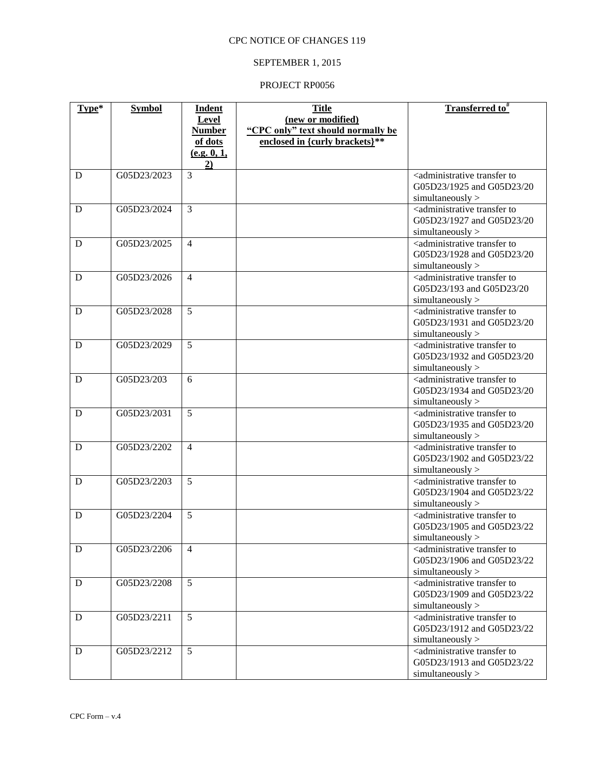CPC NOTICE OF CHANGES 119

SEPTEMBER 1, 2015

PROJECT RP0056

| Type* | Symbol | Indent Level Number of dots (e.g. 0, 1, 2) | Title (new or modified) "CPC only" text should normally be enclosed in {curly brackets}** | Transferred to# |
|---|---|---|---|---|
| D | G05D23/2023 | 3 | | <administrative transfer to G05D23/1925 and G05D23/20 simultaneously > |
| D | G05D23/2024 | 3 | | <administrative transfer to G05D23/1927 and G05D23/20 simultaneously > |
| D | G05D23/2025 | 4 | | <administrative transfer to G05D23/1928 and G05D23/20 simultaneously > |
| D | G05D23/2026 | 4 | | <administrative transfer to G05D23/193 and G05D23/20 simultaneously > |
| D | G05D23/2028 | 5 | | <administrative transfer to G05D23/1931 and G05D23/20 simultaneously > |
| D | G05D23/2029 | 5 | | <administrative transfer to G05D23/1932 and G05D23/20 simultaneously > |
| D | G05D23/203 | 6 | | <administrative transfer to G05D23/1934 and G05D23/20 simultaneously > |
| D | G05D23/2031 | 5 | | <administrative transfer to G05D23/1935 and G05D23/20 simultaneously > |
| D | G05D23/2202 | 4 | | <administrative transfer to G05D23/1902 and G05D23/22 simultaneously > |
| D | G05D23/2203 | 5 | | <administrative transfer to G05D23/1904 and G05D23/22 simultaneously > |
| D | G05D23/2204 | 5 | | <administrative transfer to G05D23/1905 and G05D23/22 simultaneously > |
| D | G05D23/2206 | 4 | | <administrative transfer to G05D23/1906 and G05D23/22 simultaneously > |
| D | G05D23/2208 | 5 | | <administrative transfer to G05D23/1909 and G05D23/22 simultaneously > |
| D | G05D23/2211 | 5 | | <administrative transfer to G05D23/1912 and G05D23/22 simultaneously > |
| D | G05D23/2212 | 5 | | <administrative transfer to G05D23/1913 and G05D23/22 simultaneously > |

CPC Form – v.4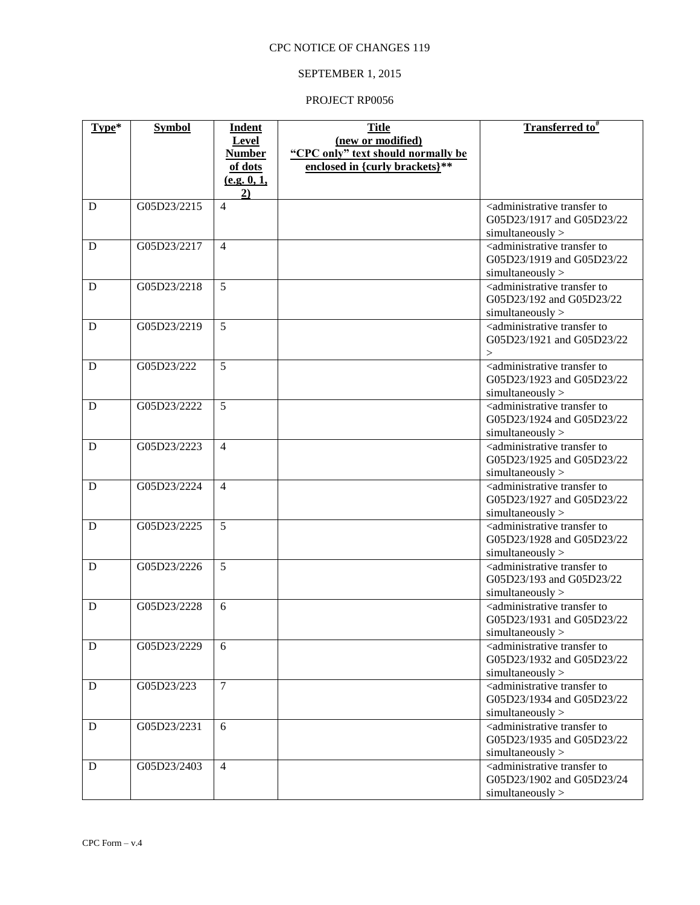CPC NOTICE OF CHANGES 119

SEPTEMBER 1, 2015

PROJECT RP0056

| Type* | Symbol | Indent Level Number of dots (e.g. 0, 1, 2) | Title (new or modified) "CPC only" text should normally be enclosed in {curly brackets}** | Transferred to# |
|---|---|---|---|---|
| D | G05D23/2215 | 4 | | <administrative transfer to G05D23/1917 and G05D23/22 simultaneously > |
| D | G05D23/2217 | 4 | | <administrative transfer to G05D23/1919 and G05D23/22 simultaneously > |
| D | G05D23/2218 | 5 | | <administrative transfer to G05D23/192 and G05D23/22 simultaneously > |
| D | G05D23/2219 | 5 | | <administrative transfer to G05D23/1921 and G05D23/22 > |
| D | G05D23/222 | 5 | | <administrative transfer to G05D23/1923 and G05D23/22 simultaneously > |
| D | G05D23/2222 | 5 | | <administrative transfer to G05D23/1924 and G05D23/22 simultaneously > |
| D | G05D23/2223 | 4 | | <administrative transfer to G05D23/1925 and G05D23/22 simultaneously > |
| D | G05D23/2224 | 4 | | <administrative transfer to G05D23/1927 and G05D23/22 simultaneously > |
| D | G05D23/2225 | 5 | | <administrative transfer to G05D23/1928 and G05D23/22 simultaneously > |
| D | G05D23/2226 | 5 | | <administrative transfer to G05D23/193 and G05D23/22 simultaneously > |
| D | G05D23/2228 | 6 | | <administrative transfer to G05D23/1931 and G05D23/22 simultaneously > |
| D | G05D23/2229 | 6 | | <administrative transfer to G05D23/1932 and G05D23/22 simultaneously > |
| D | G05D23/223 | 7 | | <administrative transfer to G05D23/1934 and G05D23/22 simultaneously > |
| D | G05D23/2231 | 6 | | <administrative transfer to G05D23/1935 and G05D23/22 simultaneously > |
| D | G05D23/2403 | 4 | | <administrative transfer to G05D23/1902 and G05D23/24 simultaneously > |

CPC Form – v.4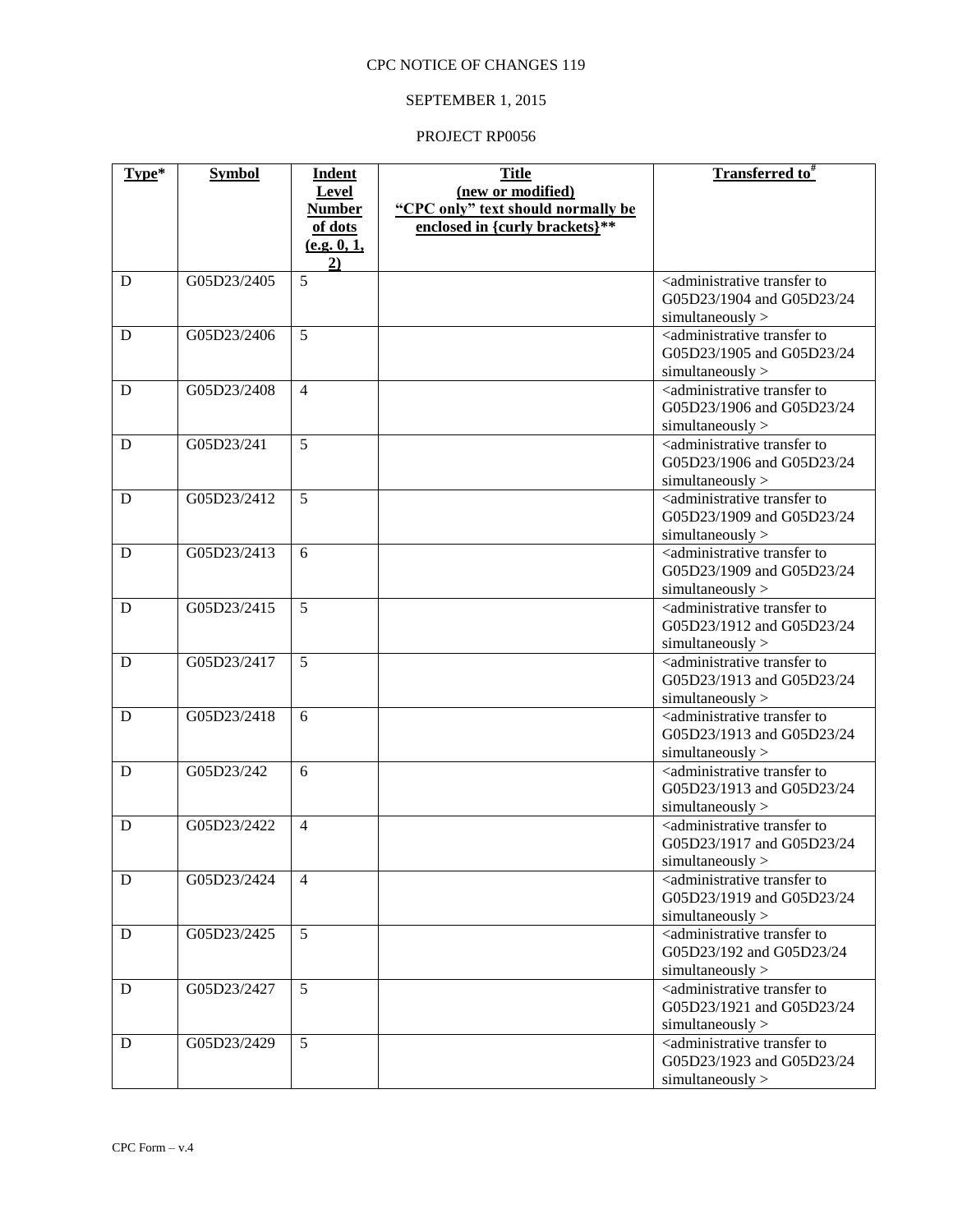CPC NOTICE OF CHANGES 119

SEPTEMBER 1, 2015

PROJECT RP0056

| Type* | Symbol | Indent Level Number of dots (e.g. 0, 1, 2) | Title (new or modified) "CPC only" text should normally be enclosed in {curly brackets}** | Transferred to# |
|---|---|---|---|---|
| D | G05D23/2405 | 5 | | <administrative transfer to G05D23/1904 and G05D23/24 simultaneously > |
| D | G05D23/2406 | 5 | | <administrative transfer to G05D23/1905 and G05D23/24 simultaneously > |
| D | G05D23/2408 | 4 | | <administrative transfer to G05D23/1906 and G05D23/24 simultaneously > |
| D | G05D23/241 | 5 | | <administrative transfer to G05D23/1906 and G05D23/24 simultaneously > |
| D | G05D23/2412 | 5 | | <administrative transfer to G05D23/1909 and G05D23/24 simultaneously > |
| D | G05D23/2413 | 6 | | <administrative transfer to G05D23/1909 and G05D23/24 simultaneously > |
| D | G05D23/2415 | 5 | | <administrative transfer to G05D23/1912 and G05D23/24 simultaneously > |
| D | G05D23/2417 | 5 | | <administrative transfer to G05D23/1913 and G05D23/24 simultaneously > |
| D | G05D23/2418 | 6 | | <administrative transfer to G05D23/1913 and G05D23/24 simultaneously > |
| D | G05D23/242 | 6 | | <administrative transfer to G05D23/1913 and G05D23/24 simultaneously > |
| D | G05D23/2422 | 4 | | <administrative transfer to G05D23/1917 and G05D23/24 simultaneously > |
| D | G05D23/2424 | 4 | | <administrative transfer to G05D23/1919 and G05D23/24 simultaneously > |
| D | G05D23/2425 | 5 | | <administrative transfer to G05D23/192 and G05D23/24 simultaneously > |
| D | G05D23/2427 | 5 | | <administrative transfer to G05D23/1921 and G05D23/24 simultaneously > |
| D | G05D23/2429 | 5 | | <administrative transfer to G05D23/1923 and G05D23/24 simultaneously > |

CPC Form – v.4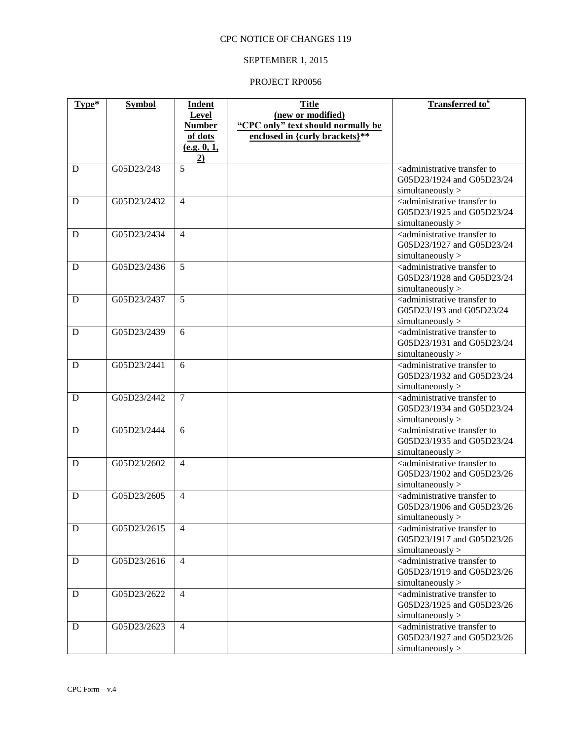CPC NOTICE OF CHANGES 119

SEPTEMBER 1, 2015

PROJECT RP0056

| Type* | Symbol | Indent Level Number of dots (e.g. 0, 1, 2) | Title (new or modified) "CPC only" text should normally be enclosed in {curly brackets}** | Transferred to# |
|---|---|---|---|---|
| D | G05D23/243 | 5 | | <administrative transfer to G05D23/1924 and G05D23/24 simultaneously > |
| D | G05D23/2432 | 4 | | <administrative transfer to G05D23/1925 and G05D23/24 simultaneously > |
| D | G05D23/2434 | 4 | | <administrative transfer to G05D23/1927 and G05D23/24 simultaneously > |
| D | G05D23/2436 | 5 | | <administrative transfer to G05D23/1928 and G05D23/24 simultaneously > |
| D | G05D23/2437 | 5 | | <administrative transfer to G05D23/193 and G05D23/24 simultaneously > |
| D | G05D23/2439 | 6 | | <administrative transfer to G05D23/1931 and G05D23/24 simultaneously > |
| D | G05D23/2441 | 6 | | <administrative transfer to G05D23/1932 and G05D23/24 simultaneously > |
| D | G05D23/2442 | 7 | | <administrative transfer to G05D23/1934 and G05D23/24 simultaneously > |
| D | G05D23/2444 | 6 | | <administrative transfer to G05D23/1935 and G05D23/24 simultaneously > |
| D | G05D23/2602 | 4 | | <administrative transfer to G05D23/1902 and G05D23/26 simultaneously > |
| D | G05D23/2605 | 4 | | <administrative transfer to G05D23/1906 and G05D23/26 simultaneously > |
| D | G05D23/2615 | 4 | | <administrative transfer to G05D23/1917 and G05D23/26 simultaneously > |
| D | G05D23/2616 | 4 | | <administrative transfer to G05D23/1919 and G05D23/26 simultaneously > |
| D | G05D23/2622 | 4 | | <administrative transfer to G05D23/1925 and G05D23/26 simultaneously > |
| D | G05D23/2623 | 4 | | <administrative transfer to G05D23/1927 and G05D23/26 simultaneously > |

CPC Form – v.4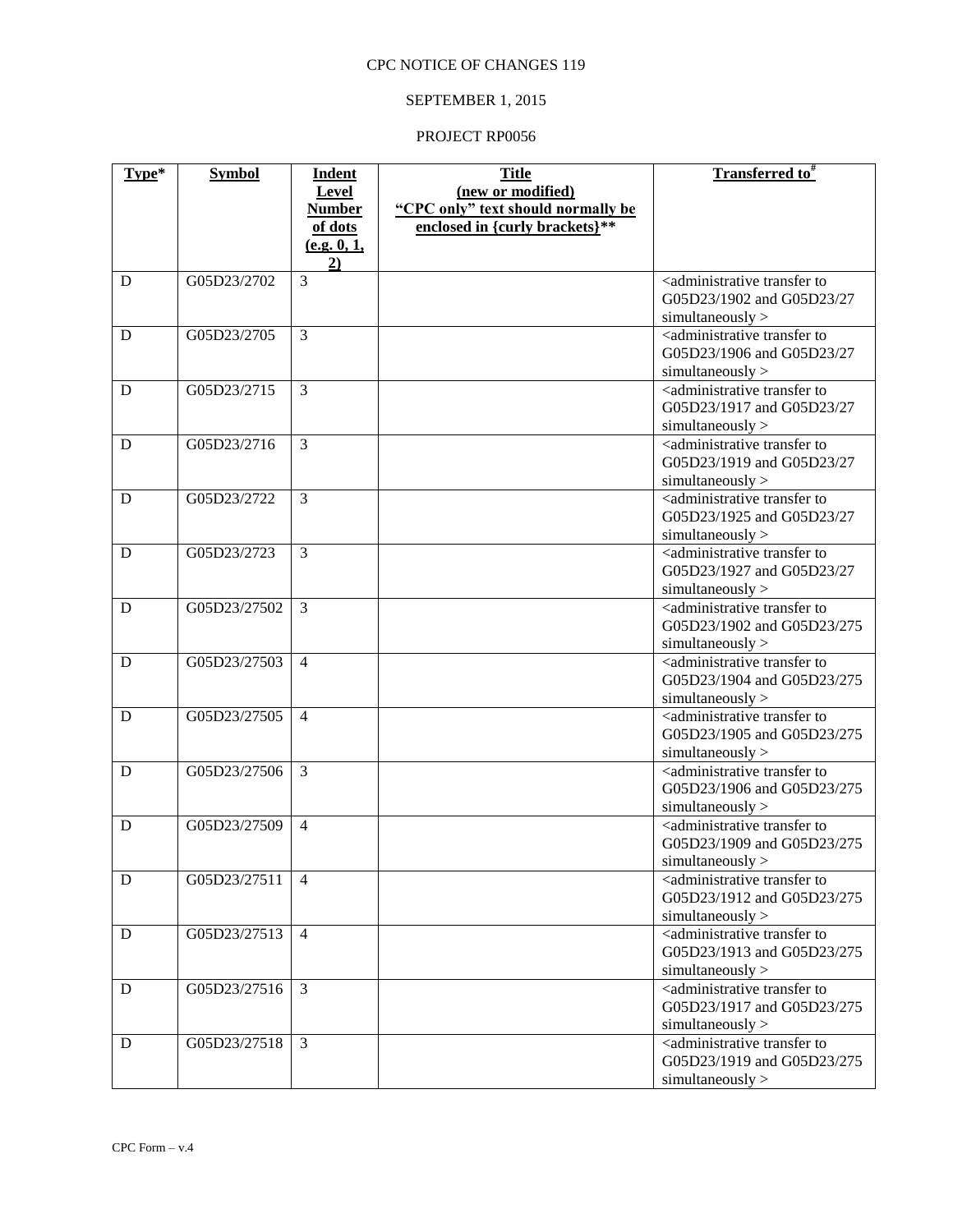CPC NOTICE OF CHANGES 119

SEPTEMBER 1, 2015

PROJECT RP0056

| Type* | Symbol | Indent Level Number of dots (e.g. 0, 1, 2) | Title (new or modified) "CPC only" text should normally be enclosed in {curly brackets}** | Transferred to# |
|---|---|---|---|---|
| D | G05D23/2702 | 3 | | <administrative transfer to G05D23/1902 and G05D23/27 simultaneously > |
| D | G05D23/2705 | 3 | | <administrative transfer to G05D23/1906 and G05D23/27 simultaneously > |
| D | G05D23/2715 | 3 | | <administrative transfer to G05D23/1917 and G05D23/27 simultaneously > |
| D | G05D23/2716 | 3 | | <administrative transfer to G05D23/1919 and G05D23/27 simultaneously > |
| D | G05D23/2722 | 3 | | <administrative transfer to G05D23/1925 and G05D23/27 simultaneously > |
| D | G05D23/2723 | 3 | | <administrative transfer to G05D23/1927 and G05D23/27 simultaneously > |
| D | G05D23/27502 | 3 | | <administrative transfer to G05D23/1902 and G05D23/275 simultaneously > |
| D | G05D23/27503 | 4 | | <administrative transfer to G05D23/1904 and G05D23/275 simultaneously > |
| D | G05D23/27505 | 4 | | <administrative transfer to G05D23/1905 and G05D23/275 simultaneously > |
| D | G05D23/27506 | 3 | | <administrative transfer to G05D23/1906 and G05D23/275 simultaneously > |
| D | G05D23/27509 | 4 | | <administrative transfer to G05D23/1909 and G05D23/275 simultaneously > |
| D | G05D23/27511 | 4 | | <administrative transfer to G05D23/1912 and G05D23/275 simultaneously > |
| D | G05D23/27513 | 4 | | <administrative transfer to G05D23/1913 and G05D23/275 simultaneously > |
| D | G05D23/27516 | 3 | | <administrative transfer to G05D23/1917 and G05D23/275 simultaneously > |
| D | G05D23/27518 | 3 | | <administrative transfer to G05D23/1919 and G05D23/275 simultaneously > |

CPC Form – v.4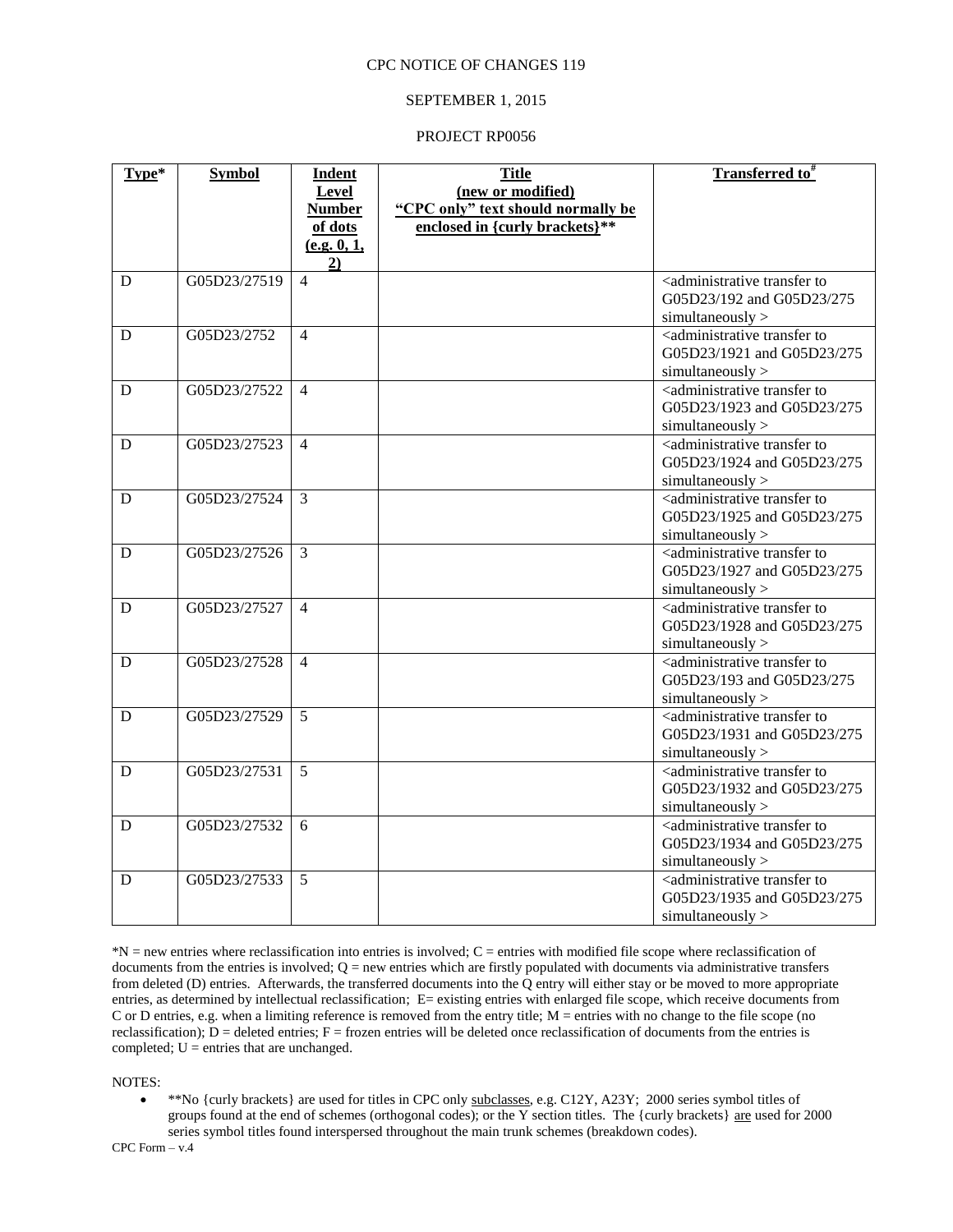CPC NOTICE OF CHANGES 119

SEPTEMBER 1, 2015

PROJECT RP0056

| Type* | Symbol | Indent Level Number of dots (e.g. 0, 1, 2) | Title (new or modified) "CPC only" text should normally be enclosed in {curly brackets}** | Transferred to# |
|---|---|---|---|---|
| D | G05D23/27519 | 4 | | <administrative transfer to G05D23/192 and G05D23/275 simultaneously > |
| D | G05D23/2752 | 4 | | <administrative transfer to G05D23/1921 and G05D23/275 simultaneously > |
| D | G05D23/27522 | 4 | | <administrative transfer to G05D23/1923 and G05D23/275 simultaneously > |
| D | G05D23/27523 | 4 | | <administrative transfer to G05D23/1924 and G05D23/275 simultaneously > |
| D | G05D23/27524 | 3 | | <administrative transfer to G05D23/1925 and G05D23/275 simultaneously > |
| D | G05D23/27526 | 3 | | <administrative transfer to G05D23/1927 and G05D23/275 simultaneously > |
| D | G05D23/27527 | 4 | | <administrative transfer to G05D23/1928 and G05D23/275 simultaneously > |
| D | G05D23/27528 | 4 | | <administrative transfer to G05D23/193 and G05D23/275 simultaneously > |
| D | G05D23/27529 | 5 | | <administrative transfer to G05D23/1931 and G05D23/275 simultaneously > |
| D | G05D23/27531 | 5 | | <administrative transfer to G05D23/1932 and G05D23/275 simultaneously > |
| D | G05D23/27532 | 6 | | <administrative transfer to G05D23/1934 and G05D23/275 simultaneously > |
| D | G05D23/27533 | 5 | | <administrative transfer to G05D23/1935 and G05D23/275 simultaneously > |

*N = new entries where reclassification into entries is involved; C = entries with modified file scope where reclassification of documents from the entries is involved; Q = new entries which are firstly populated with documents via administrative transfers from deleted (D) entries. Afterwards, the transferred documents into the Q entry will either stay or be moved to more appropriate entries, as determined by intellectual reclassification; E= existing entries with enlarged file scope, which receive documents from C or D entries, e.g. when a limiting reference is removed from the entry title; M = entries with no change to the file scope (no reclassification); D = deleted entries; F = frozen entries will be deleted once reclassification of documents from the entries is completed; U = entries that are unchanged.

NOTES:

- **No {curly brackets} are used for titles in CPC only subclasses, e.g. C12Y, A23Y; 2000 series symbol titles of groups found at the end of schemes (orthogonal codes); or the Y section titles. The {curly brackets} are used for 2000 series symbol titles found interspersed throughout the main trunk schemes (breakdown codes).

CPC Form – v.4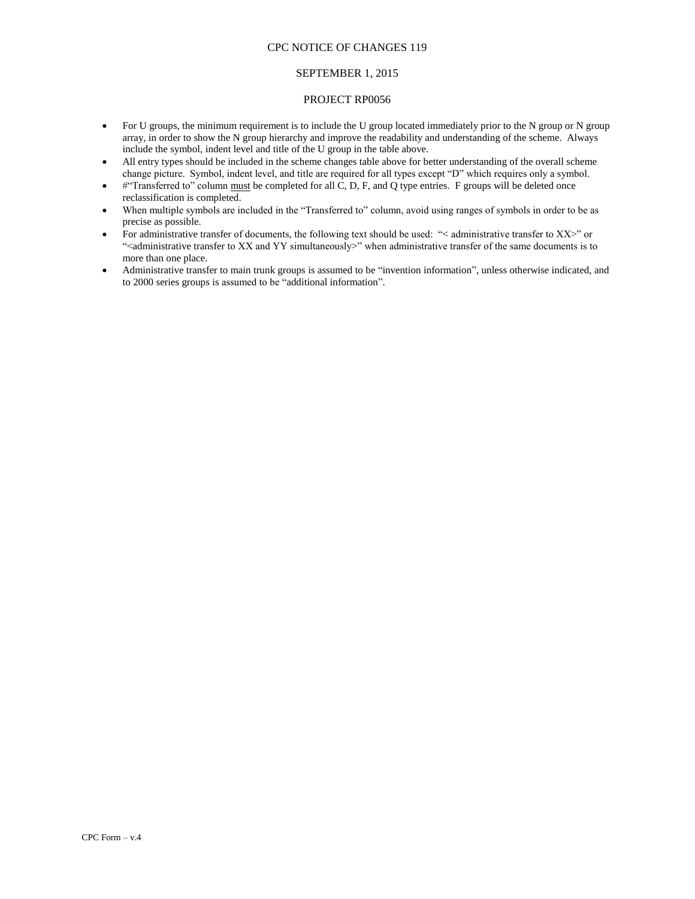CPC NOTICE OF CHANGES 119

SEPTEMBER 1, 2015

PROJECT RP0056

- For U groups, the minimum requirement is to include the U group located immediately prior to the N group or N group array, in order to show the N group hierarchy and improve the readability and understanding of the scheme. Always include the symbol, indent level and title of the U group in the table above.
- All entry types should be included in the scheme changes table above for better understanding of the overall scheme change picture. Symbol, indent level, and title are required for all types except "D" which requires only a symbol.
- #"Transferred to" column must be completed for all C, D, F, and Q type entries. F groups will be deleted once reclassification is completed.
- When multiple symbols are included in the "Transferred to" column, avoid using ranges of symbols in order to be as precise as possible.
- For administrative transfer of documents, the following text should be used: "< administrative transfer to XX>" or "<administrative transfer to XX and YY simultaneously>" when administrative transfer of the same documents is to more than one place.
- Administrative transfer to main trunk groups is assumed to be "invention information", unless otherwise indicated, and to 2000 series groups is assumed to be "additional information".

CPC Form – v.4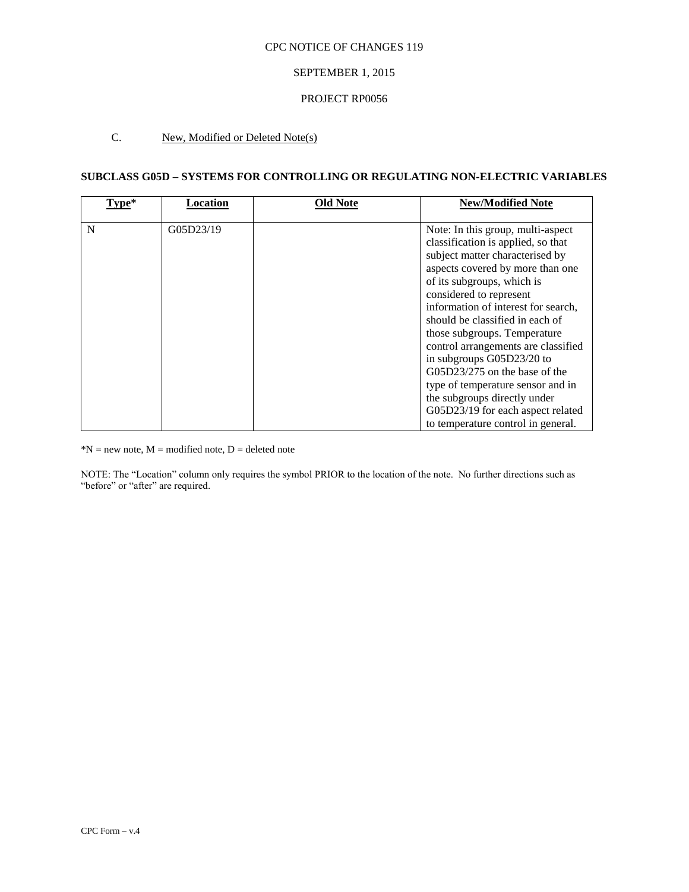CPC NOTICE OF CHANGES 119

SEPTEMBER 1, 2015

PROJECT RP0056

C. New, Modified or Deleted Note(s)

**SUBCLASS G05D – SYSTEMS FOR CONTROLLING OR REGULATING NON-ELECTRIC VARIABLES**

| Type* | Location | Old Note | New/Modified Note |
| --- | --- | --- | --- |
| N | G05D23/19 | | Note: In this group, multi-aspect classification is applied, so that subject matter characterised by aspects covered by more than one of its subgroups, which is considered to represent information of interest for search, should be classified in each of those subgroups. Temperature control arrangements are classified in subgroups G05D23/20 to G05D23/275 on the base of the type of temperature sensor and in the subgroups directly under G05D23/19 for each aspect related to temperature control in general. |

*N = new note, M = modified note, D = deleted note

NOTE: The "Location" column only requires the symbol PRIOR to the location of the note. No further directions such as "before" or "after" are required.

CPC Form – v.4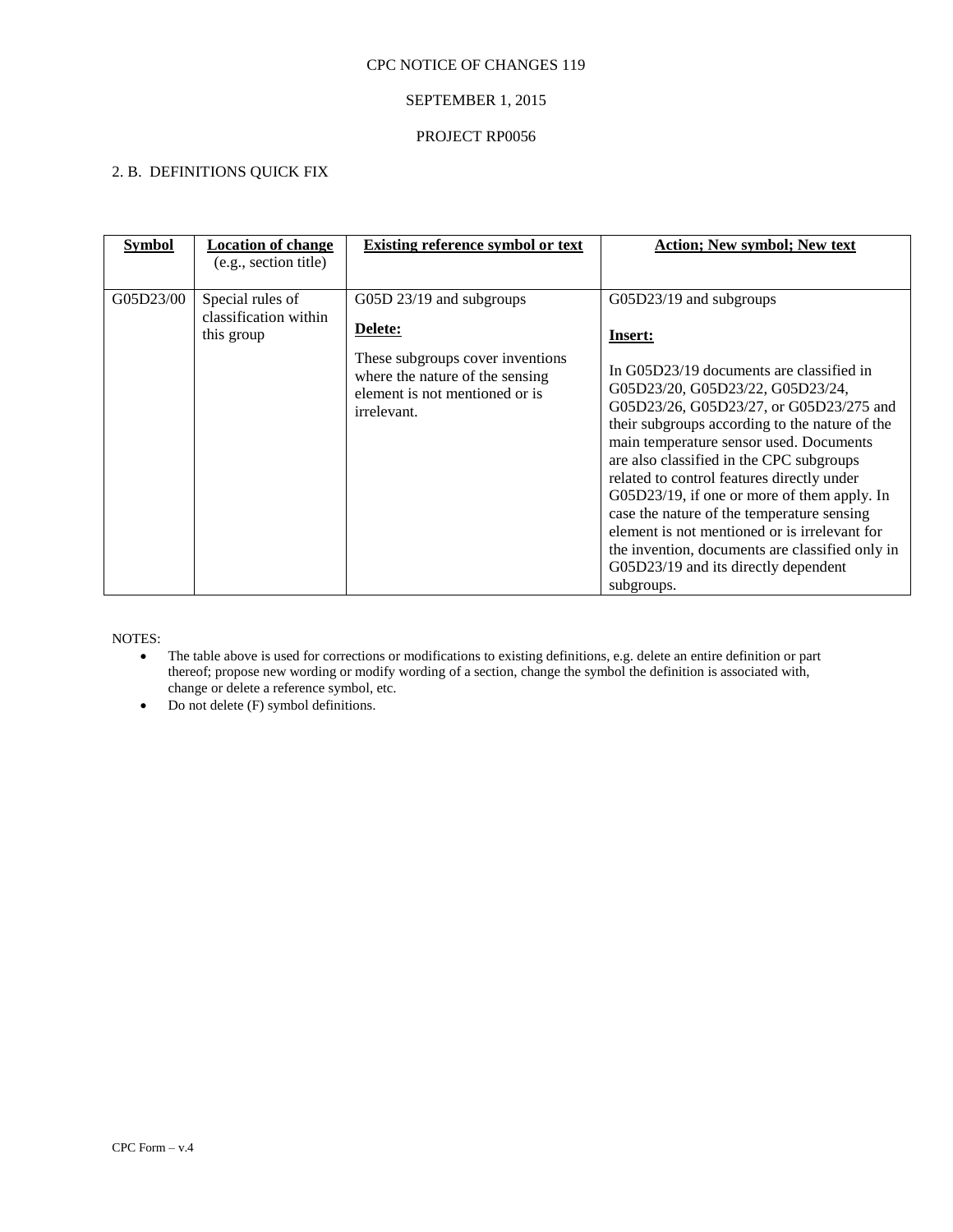CPC NOTICE OF CHANGES 119

SEPTEMBER 1, 2015

PROJECT RP0056

2. B. DEFINITIONS QUICK FIX

| **Symbol** | **Location of change** (e.g., section title) | **Existing reference symbol or text** | **Action; New symbol; New text** |
|---|---|---|---|
| G05D23/00 | Special rules of classification within this group | G05D 23/19 and subgroups<br><br>**Delete:**<br><br>These subgroups cover inventions where the nature of the sensing element is not mentioned or is irrelevant. | G05D23/19 and subgroups<br><br>**Insert:**<br><br>In G05D23/19 documents are classified in G05D23/20, G05D23/22, G05D23/24, G05D23/26, G05D23/27, or G05D23/275 and their subgroups according to the nature of the main temperature sensor used. Documents are also classified in the CPC subgroups related to control features directly under G05D23/19, if one or more of them apply. In case the nature of the temperature sensing element is not mentioned or is irrelevant for the invention, documents are classified only in G05D23/19 and its directly dependent subgroups. |

NOTES:

- The table above is used for corrections or modifications to existing definitions, e.g. delete an entire definition or part thereof; propose new wording or modify wording of a section, change the symbol the definition is associated with, change or delete a reference symbol, etc.
- Do not delete (F) symbol definitions.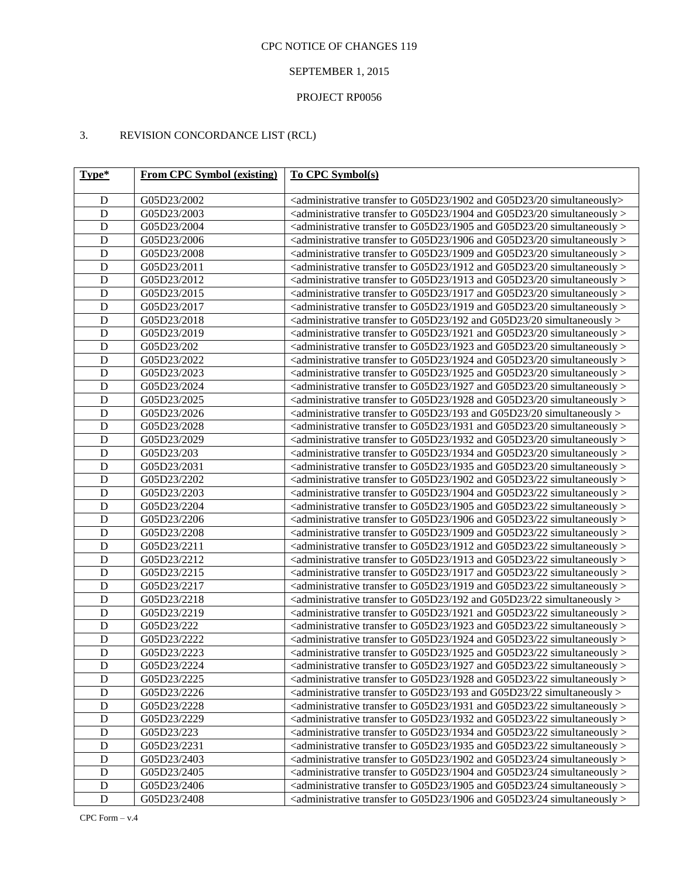CPC NOTICE OF CHANGES 119

SEPTEMBER 1, 2015

PROJECT RP0056

3. REVISION CONCORDANCE LIST (RCL)

| Type* | From CPC Symbol (existing) | To CPC Symbol(s) |
|---|---|---|
| D | G05D23/2002 | <administrative transfer to G05D23/1902 and G05D23/20 simultaneously> |
| D | G05D23/2003 | <administrative transfer to G05D23/1904 and G05D23/20 simultaneously > |
| D | G05D23/2004 | <administrative transfer to G05D23/1905 and G05D23/20 simultaneously > |
| D | G05D23/2006 | <administrative transfer to G05D23/1906 and G05D23/20 simultaneously > |
| D | G05D23/2008 | <administrative transfer to G05D23/1909 and G05D23/20 simultaneously > |
| D | G05D23/2011 | <administrative transfer to G05D23/1912 and G05D23/20 simultaneously > |
| D | G05D23/2012 | <administrative transfer to G05D23/1913 and G05D23/20 simultaneously > |
| D | G05D23/2015 | <administrative transfer to G05D23/1917 and G05D23/20 simultaneously > |
| D | G05D23/2017 | <administrative transfer to G05D23/1919 and G05D23/20 simultaneously > |
| D | G05D23/2018 | <administrative transfer to G05D23/192 and G05D23/20 simultaneously > |
| D | G05D23/2019 | <administrative transfer to G05D23/1921 and G05D23/20 simultaneously > |
| D | G05D23/202 | <administrative transfer to G05D23/1923 and G05D23/20 simultaneously > |
| D | G05D23/2022 | <administrative transfer to G05D23/1924 and G05D23/20 simultaneously > |
| D | G05D23/2023 | <administrative transfer to G05D23/1925 and G05D23/20 simultaneously > |
| D | G05D23/2024 | <administrative transfer to G05D23/1927 and G05D23/20 simultaneously > |
| D | G05D23/2025 | <administrative transfer to G05D23/1928 and G05D23/20 simultaneously > |
| D | G05D23/2026 | <administrative transfer to G05D23/193 and G05D23/20 simultaneously > |
| D | G05D23/2028 | <administrative transfer to G05D23/1931 and G05D23/20 simultaneously > |
| D | G05D23/2029 | <administrative transfer to G05D23/1932 and G05D23/20 simultaneously > |
| D | G05D23/203 | <administrative transfer to G05D23/1934 and G05D23/20 simultaneously > |
| D | G05D23/2031 | <administrative transfer to G05D23/1935 and G05D23/20 simultaneously > |
| D | G05D23/2202 | <administrative transfer to G05D23/1902 and G05D23/22 simultaneously > |
| D | G05D23/2203 | <administrative transfer to G05D23/1904 and G05D23/22 simultaneously > |
| D | G05D23/2204 | <administrative transfer to G05D23/1905 and G05D23/22 simultaneously > |
| D | G05D23/2206 | <administrative transfer to G05D23/1906 and G05D23/22 simultaneously > |
| D | G05D23/2208 | <administrative transfer to G05D23/1909 and G05D23/22 simultaneously > |
| D | G05D23/2211 | <administrative transfer to G05D23/1912 and G05D23/22 simultaneously > |
| D | G05D23/2212 | <administrative transfer to G05D23/1913 and G05D23/22 simultaneously > |
| D | G05D23/2215 | <administrative transfer to G05D23/1917 and G05D23/22 simultaneously > |
| D | G05D23/2217 | <administrative transfer to G05D23/1919 and G05D23/22 simultaneously > |
| D | G05D23/2218 | <administrative transfer to G05D23/192 and G05D23/22 simultaneously > |
| D | G05D23/2219 | <administrative transfer to G05D23/1921 and G05D23/22 simultaneously > |
| D | G05D23/222 | <administrative transfer to G05D23/1923 and G05D23/22 simultaneously > |
| D | G05D23/2222 | <administrative transfer to G05D23/1924 and G05D23/22 simultaneously > |
| D | G05D23/2223 | <administrative transfer to G05D23/1925 and G05D23/22 simultaneously > |
| D | G05D23/2224 | <administrative transfer to G05D23/1927 and G05D23/22 simultaneously > |
| D | G05D23/2225 | <administrative transfer to G05D23/1928 and G05D23/22 simultaneously > |
| D | G05D23/2226 | <administrative transfer to G05D23/193 and G05D23/22 simultaneously > |
| D | G05D23/2228 | <administrative transfer to G05D23/1931 and G05D23/22 simultaneously > |
| D | G05D23/2229 | <administrative transfer to G05D23/1932 and G05D23/22 simultaneously > |
| D | G05D23/223 | <administrative transfer to G05D23/1934 and G05D23/22 simultaneously > |
| D | G05D23/2231 | <administrative transfer to G05D23/1935 and G05D23/22 simultaneously > |
| D | G05D23/2403 | <administrative transfer to G05D23/1902 and G05D23/24 simultaneously > |
| D | G05D23/2405 | <administrative transfer to G05D23/1904 and G05D23/24 simultaneously > |
| D | G05D23/2406 | <administrative transfer to G05D23/1905 and G05D23/24 simultaneously > |
| D | G05D23/2408 | <administrative transfer to G05D23/1906 and G05D23/24 simultaneously > |

CPC Form – v.4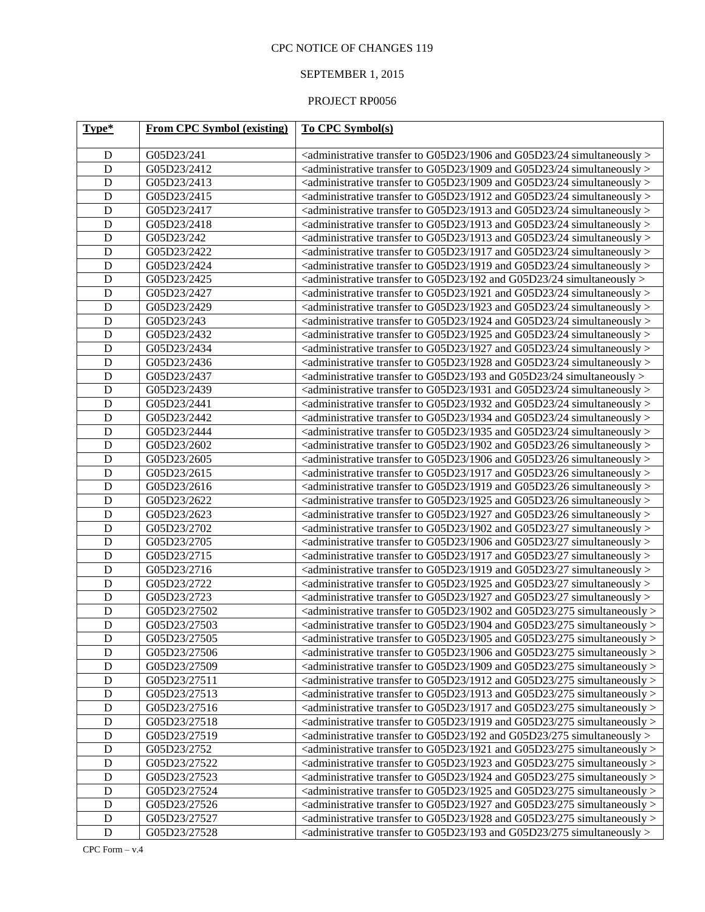CPC NOTICE OF CHANGES 119

SEPTEMBER 1, 2015

PROJECT RP0056

| Type* | From CPC Symbol (existing) | To CPC Symbol(s) |
|---|---|---|
| D | G05D23/241 | <administrative transfer to G05D23/1906 and G05D23/24 simultaneously > |
| D | G05D23/2412 | <administrative transfer to G05D23/1909 and G05D23/24 simultaneously > |
| D | G05D23/2413 | <administrative transfer to G05D23/1909 and G05D23/24 simultaneously > |
| D | G05D23/2415 | <administrative transfer to G05D23/1912 and G05D23/24 simultaneously > |
| D | G05D23/2417 | <administrative transfer to G05D23/1913 and G05D23/24 simultaneously > |
| D | G05D23/2418 | <administrative transfer to G05D23/1913 and G05D23/24 simultaneously > |
| D | G05D23/242 | <administrative transfer to G05D23/1913 and G05D23/24 simultaneously > |
| D | G05D23/2422 | <administrative transfer to G05D23/1917 and G05D23/24 simultaneously > |
| D | G05D23/2424 | <administrative transfer to G05D23/1919 and G05D23/24 simultaneously > |
| D | G05D23/2425 | <administrative transfer to G05D23/192 and G05D23/24 simultaneously > |
| D | G05D23/2427 | <administrative transfer to G05D23/1921 and G05D23/24 simultaneously > |
| D | G05D23/2429 | <administrative transfer to G05D23/1923 and G05D23/24 simultaneously > |
| D | G05D23/243 | <administrative transfer to G05D23/1924 and G05D23/24 simultaneously > |
| D | G05D23/2432 | <administrative transfer to G05D23/1925 and G05D23/24 simultaneously > |
| D | G05D23/2434 | <administrative transfer to G05D23/1927 and G05D23/24 simultaneously > |
| D | G05D23/2436 | <administrative transfer to G05D23/1928 and G05D23/24 simultaneously > |
| D | G05D23/2437 | <administrative transfer to G05D23/193 and G05D23/24 simultaneously > |
| D | G05D23/2439 | <administrative transfer to G05D23/1931 and G05D23/24 simultaneously > |
| D | G05D23/2441 | <administrative transfer to G05D23/1932 and G05D23/24 simultaneously > |
| D | G05D23/2442 | <administrative transfer to G05D23/1934 and G05D23/24 simultaneously > |
| D | G05D23/2444 | <administrative transfer to G05D23/1935 and G05D23/24 simultaneously > |
| D | G05D23/2602 | <administrative transfer to G05D23/1902 and G05D23/26 simultaneously > |
| D | G05D23/2605 | <administrative transfer to G05D23/1906 and G05D23/26 simultaneously > |
| D | G05D23/2615 | <administrative transfer to G05D23/1917 and G05D23/26 simultaneously > |
| D | G05D23/2616 | <administrative transfer to G05D23/1919 and G05D23/26 simultaneously > |
| D | G05D23/2622 | <administrative transfer to G05D23/1925 and G05D23/26 simultaneously > |
| D | G05D23/2623 | <administrative transfer to G05D23/1927 and G05D23/26 simultaneously > |
| D | G05D23/2702 | <administrative transfer to G05D23/1902 and G05D23/27 simultaneously > |
| D | G05D23/2705 | <administrative transfer to G05D23/1906 and G05D23/27 simultaneously > |
| D | G05D23/2715 | <administrative transfer to G05D23/1917 and G05D23/27 simultaneously > |
| D | G05D23/2716 | <administrative transfer to G05D23/1919 and G05D23/27 simultaneously > |
| D | G05D23/2722 | <administrative transfer to G05D23/1925 and G05D23/27 simultaneously > |
| D | G05D23/2723 | <administrative transfer to G05D23/1927 and G05D23/27 simultaneously > |
| D | G05D23/27502 | <administrative transfer to G05D23/1902 and G05D23/275 simultaneously > |
| D | G05D23/27503 | <administrative transfer to G05D23/1904 and G05D23/275 simultaneously > |
| D | G05D23/27505 | <administrative transfer to G05D23/1905 and G05D23/275 simultaneously > |
| D | G05D23/27506 | <administrative transfer to G05D23/1906 and G05D23/275 simultaneously > |
| D | G05D23/27509 | <administrative transfer to G05D23/1909 and G05D23/275 simultaneously > |
| D | G05D23/27511 | <administrative transfer to G05D23/1912 and G05D23/275 simultaneously > |
| D | G05D23/27513 | <administrative transfer to G05D23/1913 and G05D23/275 simultaneously > |
| D | G05D23/27516 | <administrative transfer to G05D23/1917 and G05D23/275 simultaneously > |
| D | G05D23/27518 | <administrative transfer to G05D23/1919 and G05D23/275 simultaneously > |
| D | G05D23/27519 | <administrative transfer to G05D23/192 and G05D23/275 simultaneously > |
| D | G05D23/2752 | <administrative transfer to G05D23/1921 and G05D23/275 simultaneously > |
| D | G05D23/27522 | <administrative transfer to G05D23/1923 and G05D23/275 simultaneously > |
| D | G05D23/27523 | <administrative transfer to G05D23/1924 and G05D23/275 simultaneously > |
| D | G05D23/27524 | <administrative transfer to G05D23/1925 and G05D23/275 simultaneously > |
| D | G05D23/27526 | <administrative transfer to G05D23/1927 and G05D23/275 simultaneously > |
| D | G05D23/27527 | <administrative transfer to G05D23/1928 and G05D23/275 simultaneously > |
| D | G05D23/27528 | <administrative transfer to G05D23/193 and G05D23/275 simultaneously > |

CPC Form – v.4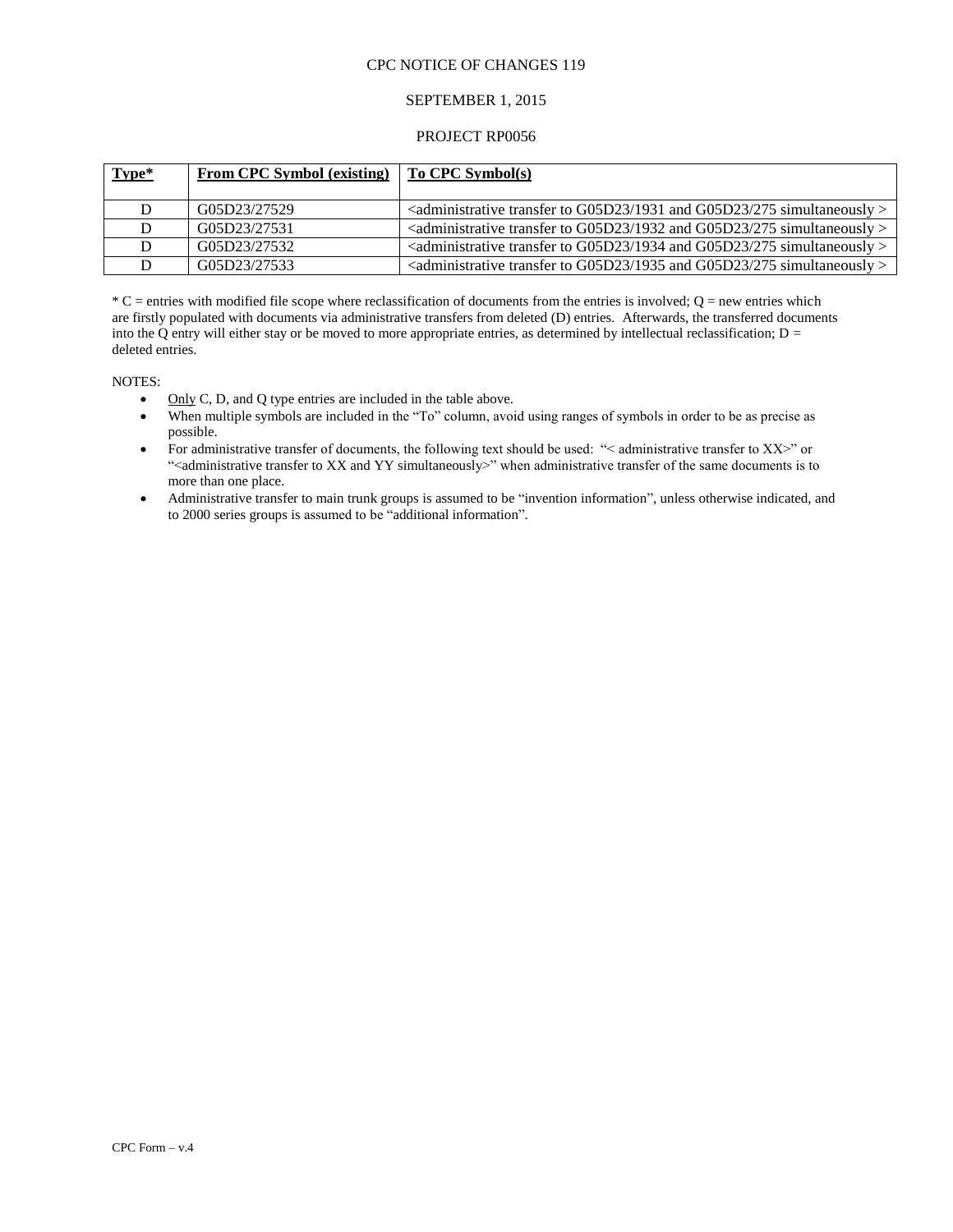CPC NOTICE OF CHANGES 119

SEPTEMBER 1, 2015

PROJECT RP0056

| **Type*** | **From CPC Symbol (existing)** | **To CPC Symbol(s)** |
|---|---|---|
| D | G05D23/27529 | <administrative transfer to G05D23/1931 and G05D23/275 simultaneously > |
| D | G05D23/27531 | <administrative transfer to G05D23/1932 and G05D23/275 simultaneously > |
| D | G05D23/27532 | <administrative transfer to G05D23/1934 and G05D23/275 simultaneously > |
| D | G05D23/27533 | <administrative transfer to G05D23/1935 and G05D23/275 simultaneously > |

* C = entries with modified file scope where reclassification of documents from the entries is involved; Q = new entries which are firstly populated with documents via administrative transfers from deleted (D) entries. Afterwards, the transferred documents into the Q entry will either stay or be moved to more appropriate entries, as determined by intellectual reclassification; D = deleted entries.

NOTES:

- Only C, D, and Q type entries are included in the table above.
- When multiple symbols are included in the "To" column, avoid using ranges of symbols in order to be as precise as possible.
- For administrative transfer of documents, the following text should be used: "< administrative transfer to XX>" or "<administrative transfer to XX and YY simultaneously>" when administrative transfer of the same documents is to more than one place.
- Administrative transfer to main trunk groups is assumed to be "invention information", unless otherwise indicated, and to 2000 series groups is assumed to be "additional information".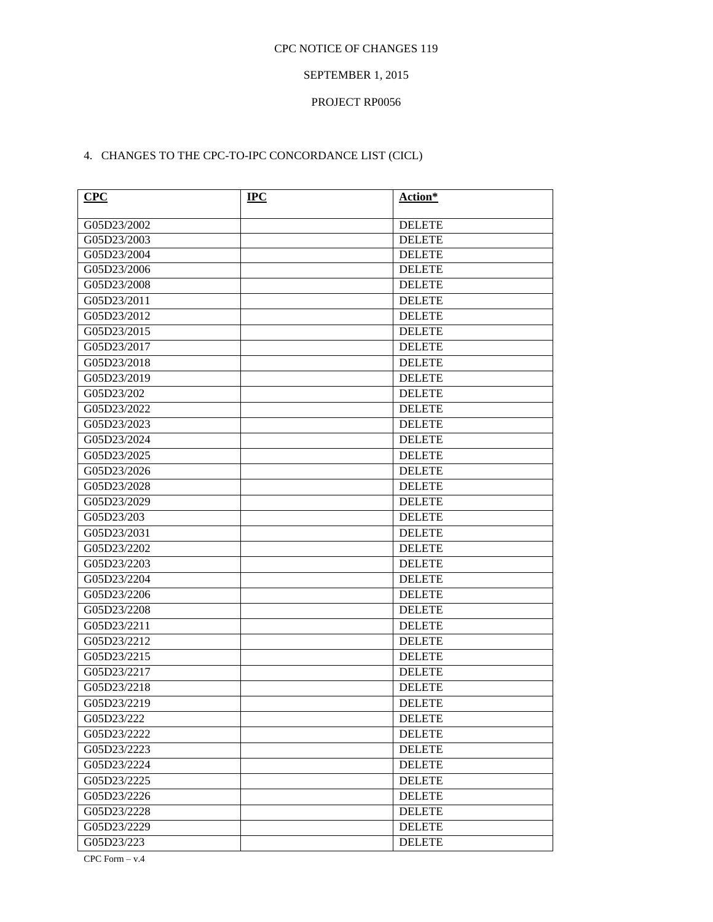CPC NOTICE OF CHANGES 119

SEPTEMBER 1, 2015

PROJECT RP0056

4. CHANGES TO THE CPC-TO-IPC CONCORDANCE LIST (CICL)

| **CPC** | **IPC** | **Action*** |
|---|---|---|
| G05D23/2002 | | DELETE |
| G05D23/2003 | | DELETE |
| G05D23/2004 | | DELETE |
| G05D23/2006 | | DELETE |
| G05D23/2008 | | DELETE |
| G05D23/2011 | | DELETE |
| G05D23/2012 | | DELETE |
| G05D23/2015 | | DELETE |
| G05D23/2017 | | DELETE |
| G05D23/2018 | | DELETE |
| G05D23/2019 | | DELETE |
| G05D23/202 | | DELETE |
| G05D23/2022 | | DELETE |
| G05D23/2023 | | DELETE |
| G05D23/2024 | | DELETE |
| G05D23/2025 | | DELETE |
| G05D23/2026 | | DELETE |
| G05D23/2028 | | DELETE |
| G05D23/2029 | | DELETE |
| G05D23/203 | | DELETE |
| G05D23/2031 | | DELETE |
| G05D23/2202 | | DELETE |
| G05D23/2203 | | DELETE |
| G05D23/2204 | | DELETE |
| G05D23/2206 | | DELETE |
| G05D23/2208 | | DELETE |
| G05D23/2211 | | DELETE |
| G05D23/2212 | | DELETE |
| G05D23/2215 | | DELETE |
| G05D23/2217 | | DELETE |
| G05D23/2218 | | DELETE |
| G05D23/2219 | | DELETE |
| G05D23/222 | | DELETE |
| G05D23/2222 | | DELETE |
| G05D23/2223 | | DELETE |
| G05D23/2224 | | DELETE |
| G05D23/2225 | | DELETE |
| G05D23/2226 | | DELETE |
| G05D23/2228 | | DELETE |
| G05D23/2229 | | DELETE |
| G05D23/223 | | DELETE |

CPC Form – v.4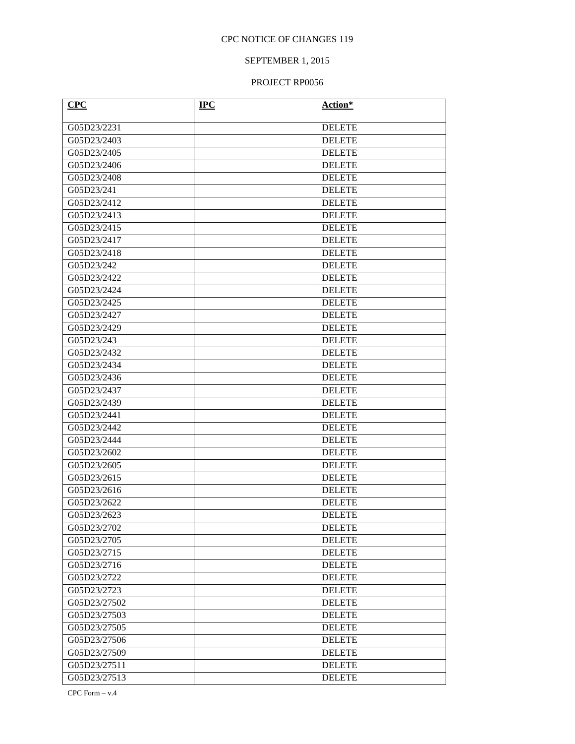CPC NOTICE OF CHANGES 119

SEPTEMBER 1, 2015

PROJECT RP0056

| CPC | IPC | Action* |
| --- | --- | --- |
| G05D23/2231 | | DELETE |
| G05D23/2403 | | DELETE |
| G05D23/2405 | | DELETE |
| G05D23/2406 | | DELETE |
| G05D23/2408 | | DELETE |
| G05D23/241 | | DELETE |
| G05D23/2412 | | DELETE |
| G05D23/2413 | | DELETE |
| G05D23/2415 | | DELETE |
| G05D23/2417 | | DELETE |
| G05D23/2418 | | DELETE |
| G05D23/242 | | DELETE |
| G05D23/2422 | | DELETE |
| G05D23/2424 | | DELETE |
| G05D23/2425 | | DELETE |
| G05D23/2427 | | DELETE |
| G05D23/2429 | | DELETE |
| G05D23/243 | | DELETE |
| G05D23/2432 | | DELETE |
| G05D23/2434 | | DELETE |
| G05D23/2436 | | DELETE |
| G05D23/2437 | | DELETE |
| G05D23/2439 | | DELETE |
| G05D23/2441 | | DELETE |
| G05D23/2442 | | DELETE |
| G05D23/2444 | | DELETE |
| G05D23/2602 | | DELETE |
| G05D23/2605 | | DELETE |
| G05D23/2615 | | DELETE |
| G05D23/2616 | | DELETE |
| G05D23/2622 | | DELETE |
| G05D23/2623 | | DELETE |
| G05D23/2702 | | DELETE |
| G05D23/2705 | | DELETE |
| G05D23/2715 | | DELETE |
| G05D23/2716 | | DELETE |
| G05D23/2722 | | DELETE |
| G05D23/2723 | | DELETE |
| G05D23/27502 | | DELETE |
| G05D23/27503 | | DELETE |
| G05D23/27505 | | DELETE |
| G05D23/27506 | | DELETE |
| G05D23/27509 | | DELETE |
| G05D23/27511 | | DELETE |
| G05D23/27513 | | DELETE |

CPC Form – v.4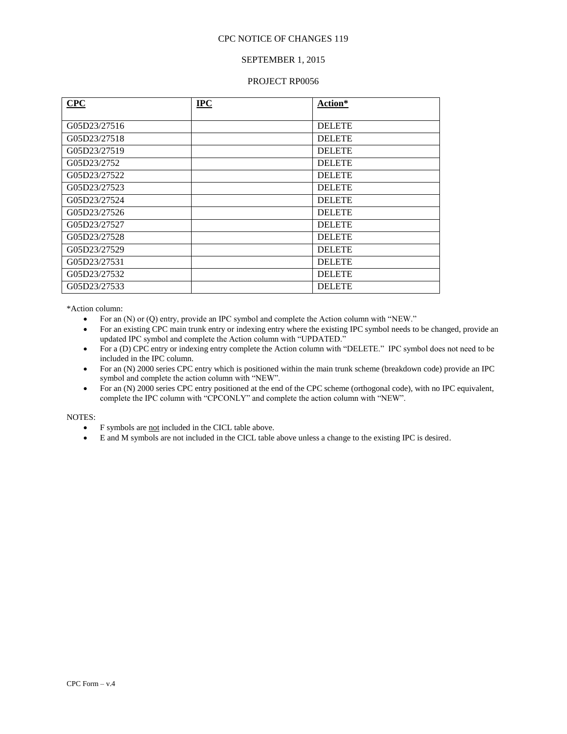CPC NOTICE OF CHANGES 119

SEPTEMBER 1, 2015

PROJECT RP0056

| **CPC** | **IPC** | **Action*** |
|---|---|---|
| G05D23/27516 | | DELETE |
| G05D23/27518 | | DELETE |
| G05D23/27519 | | DELETE |
| G05D23/2752 | | DELETE |
| G05D23/27522 | | DELETE |
| G05D23/27523 | | DELETE |
| G05D23/27524 | | DELETE |
| G05D23/27526 | | DELETE |
| G05D23/27527 | | DELETE |
| G05D23/27528 | | DELETE |
| G05D23/27529 | | DELETE |
| G05D23/27531 | | DELETE |
| G05D23/27532 | | DELETE |
| G05D23/27533 | | DELETE |

*Action column:

- For an (N) or (Q) entry, provide an IPC symbol and complete the Action column with "NEW."
- For an existing CPC main trunk entry or indexing entry where the existing IPC symbol needs to be changed, provide an updated IPC symbol and complete the Action column with "UPDATED."
- For a (D) CPC entry or indexing entry complete the Action column with "DELETE." IPC symbol does not need to be included in the IPC column.
- For an (N) 2000 series CPC entry which is positioned within the main trunk scheme (breakdown code) provide an IPC symbol and complete the action column with "NEW".
- For an (N) 2000 series CPC entry positioned at the end of the CPC scheme (orthogonal code), with no IPC equivalent, complete the IPC column with "CPCONLY" and complete the action column with "NEW".

NOTES:

- F symbols are not included in the CICL table above.
- E and M symbols are not included in the CICL table above unless a change to the existing IPC is desired.

CPC Form – v.4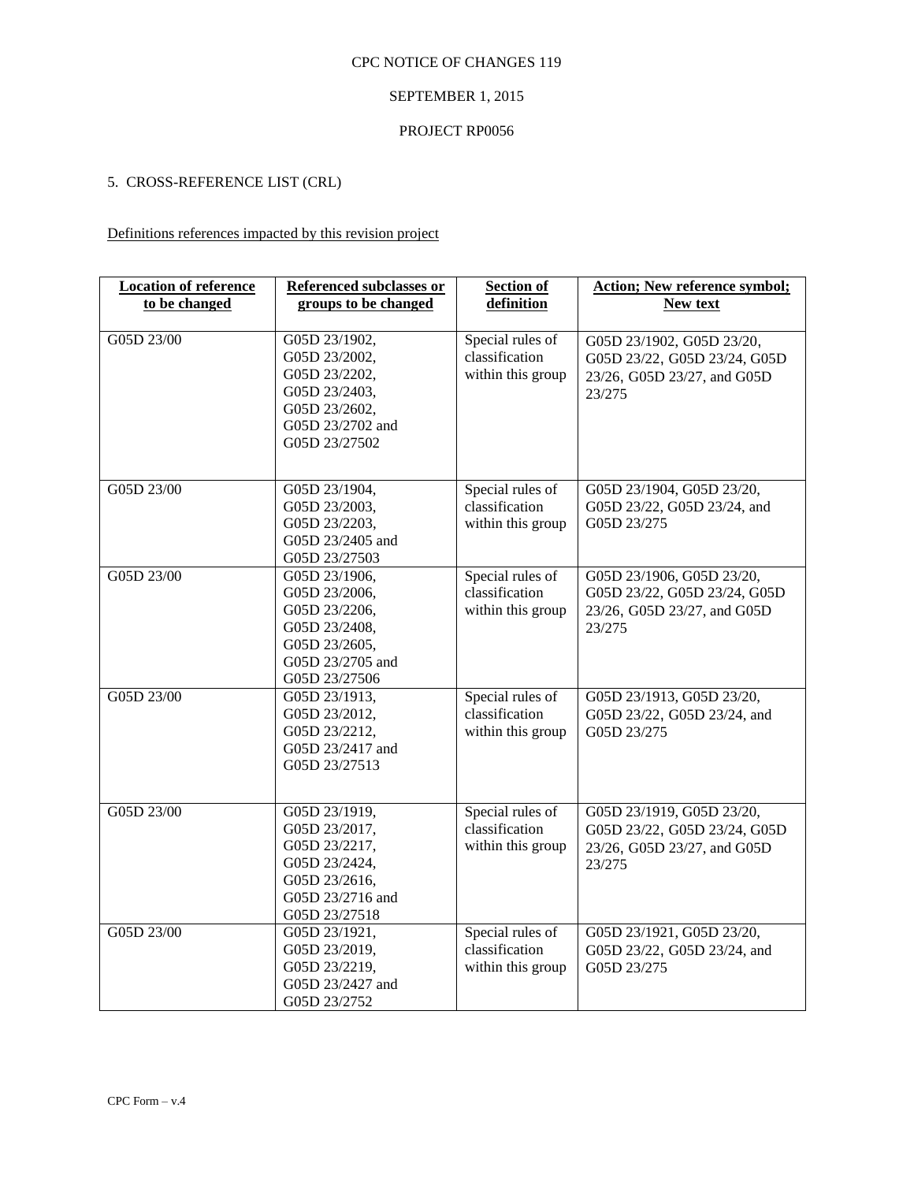CPC NOTICE OF CHANGES 119

SEPTEMBER 1, 2015

PROJECT RP0056

5. CROSS-REFERENCE LIST (CRL)

Definitions references impacted by this revision project

| Location of reference to be changed | Referenced subclasses or groups to be changed | Section of definition | Action; New reference symbol; New text |
|---|---|---|---|
| G05D 23/00 | G05D 23/1902, G05D 23/2002, G05D 23/2202, G05D 23/2403, G05D 23/2602, G05D 23/2702 and G05D 23/27502 | Special rules of classification within this group | G05D 23/1902, G05D 23/20, G05D 23/22, G05D 23/24, G05D 23/26, G05D 23/27, and G05D 23/275 |
| G05D 23/00 | G05D 23/1904, G05D 23/2003, G05D 23/2203, G05D 23/2405 and G05D 23/27503 | Special rules of classification within this group | G05D 23/1904, G05D 23/20, G05D 23/22, G05D 23/24, and G05D 23/275 |
| G05D 23/00 | G05D 23/1906, G05D 23/2006, G05D 23/2206, G05D 23/2408, G05D 23/2605, G05D 23/2705 and G05D 23/27506 | Special rules of classification within this group | G05D 23/1906, G05D 23/20, G05D 23/22, G05D 23/24, G05D 23/26, G05D 23/27, and G05D 23/275 |
| G05D 23/00 | G05D 23/1913, G05D 23/2012, G05D 23/2212, G05D 23/2417 and G05D 23/27513 | Special rules of classification within this group | G05D 23/1913, G05D 23/20, G05D 23/22, G05D 23/24, and G05D 23/275 |
| G05D 23/00 | G05D 23/1919, G05D 23/2017, G05D 23/2217, G05D 23/2424, G05D 23/2616, G05D 23/2716 and G05D 23/27518 | Special rules of classification within this group | G05D 23/1919, G05D 23/20, G05D 23/22, G05D 23/24, G05D 23/26, G05D 23/27, and G05D 23/275 |
| G05D 23/00 | G05D 23/1921, G05D 23/2019, G05D 23/2219, G05D 23/2427 and G05D 23/2752 | Special rules of classification within this group | G05D 23/1921, G05D 23/20, G05D 23/22, G05D 23/24, and G05D 23/275 |

CPC Form – v.4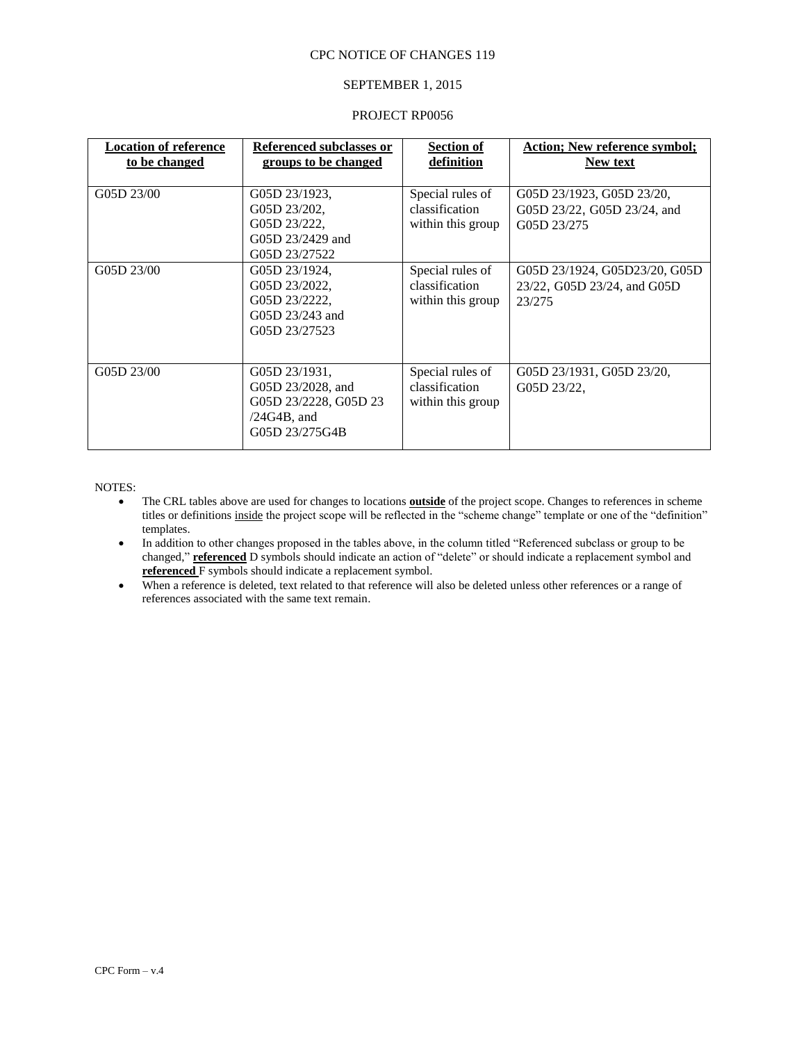CPC NOTICE OF CHANGES 119

SEPTEMBER 1, 2015

PROJECT RP0056

| Location of reference to be changed | Referenced subclasses or groups to be changed | Section of definition | Action; New reference symbol; New text |
|---|---|---|---|
| G05D 23/00 | G05D 23/1923, G05D 23/202, G05D 23/222, G05D 23/2429 and G05D 23/27522 | Special rules of classification within this group | G05D 23/1923, G05D 23/20, G05D 23/22, G05D 23/24, and G05D 23/275 |
| G05D 23/00 | G05D 23/1924, G05D 23/2022, G05D 23/2222, G05D 23/243 and G05D 23/27523 | Special rules of classification within this group | G05D 23/1924, G05D23/20, G05D 23/22, G05D 23/24, and G05D 23/275 |
| G05D 23/00 | G05D 23/1931, G05D 23/2028, and G05D 23/2228, G05D 23 /24G4B, and G05D 23/275G4B | Special rules of classification within this group | G05D 23/1931, G05D 23/20, G05D 23/22, |

NOTES:

- The CRL tables above are used for changes to locations **outside** of the project scope. Changes to references in scheme titles or definitions inside the project scope will be reflected in the "scheme change" template or one of the "definition" templates.
- In addition to other changes proposed in the tables above, in the column titled "Referenced subclass or group to be changed," **referenced** D symbols should indicate an action of "delete" or should indicate a replacement symbol and **referenced** F symbols should indicate a replacement symbol.
- When a reference is deleted, text related to that reference will also be deleted unless other references or a range of references associated with the same text remain.

CPC Form – v.4